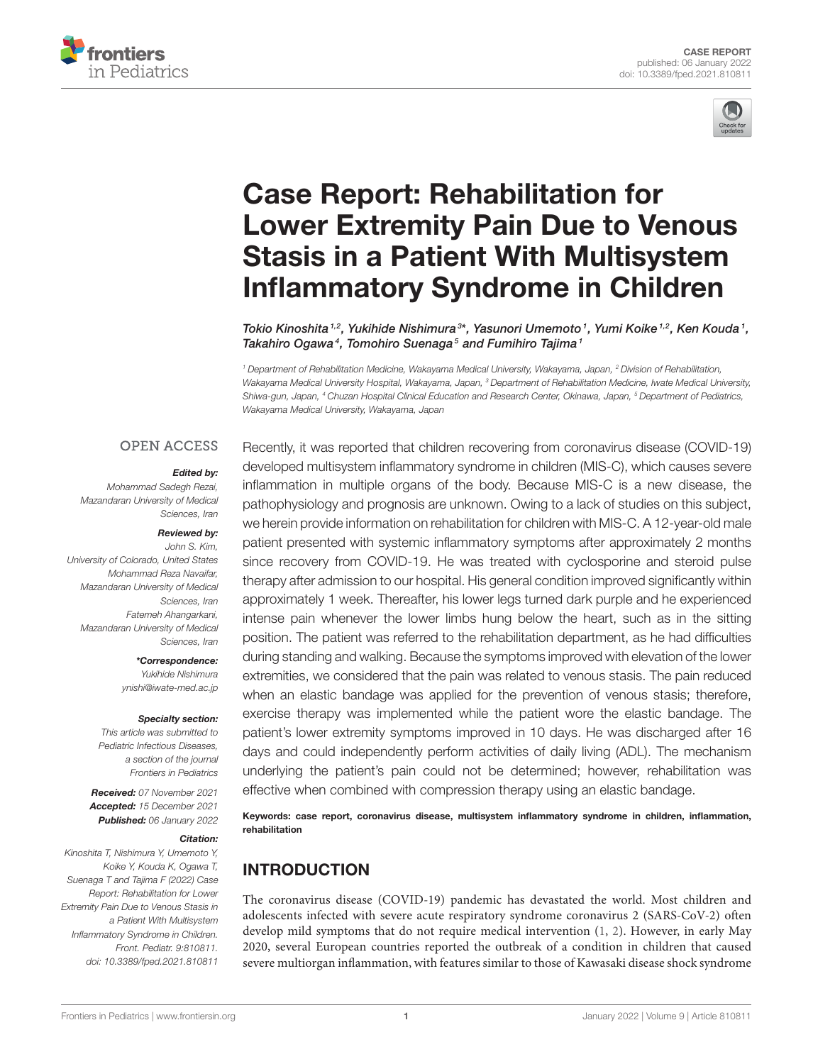CASE REPORT
published: 06 January 2022
doi: 10.3389/fped.2021.810811

# Case Report: Rehabilitation for Lower Extremity Pain Due to Venous Stasis in a Patient With Multisystem Inflammatory Syndrome in Children

Tokio Kinoshita[1,2], Yukihide Nishimura[3*], Yasunori Umemoto[1], Yumi Koike[1,2], Ken Kouda[1], Takahiro Ogawa[4], Tomohiro Suenaga[5] and Fumihiro Tajima[1]

[1] Department of Rehabilitation Medicine, Wakayama Medical University, Wakayama, Japan, [2] Division of Rehabilitation, Wakayama Medical University Hospital, Wakayama, Japan, [3] Department of Rehabilitation Medicine, Iwate Medical University, Shiwa-gun, Japan, [4] Chuzan Hospital Clinical Education and Research Center, Okinawa, Japan, [5] Department of Pediatrics, Wakayama Medical University, Wakayama, Japan

OPEN ACCESS

***Edited by:***
*Mohammad Sadegh Rezai, Mazandaran University of Medical Sciences, Iran*

***Reviewed by:***
*John S. Kim, University of Colorado, United States*
*Mohammad Reza Navaifar, Mazandaran University of Medical Sciences, Iran*
*Fatemeh Ahangarkani, Mazandaran University of Medical Sciences, Iran*

***\*Correspondence:***
*Yukihide Nishimura*
*ynishi@iwate-med.ac.jp*

***Specialty section:***
*This article was submitted to Pediatric Infectious Diseases, a section of the journal Frontiers in Pediatrics*

***Received:*** *07 November 2021*
***Accepted:*** *15 December 2021*
***Published:*** *06 January 2022*

***Citation:***
*Kinoshita T, Nishimura Y, Umemoto Y, Koike Y, Kouda K, Ogawa T, Suenaga T and Tajima F (2022) Case Report: Rehabilitation for Lower Extremity Pain Due to Venous Stasis in a Patient With Multisystem Inflammatory Syndrome in Children. Front. Pediatr. 9:810811. doi: 10.3389/fped.2021.810811*

Recently, it was reported that children recovering from coronavirus disease (COVID-19) developed multisystem inflammatory syndrome in children (MIS-C), which causes severe inflammation in multiple organs of the body. Because MIS-C is a new disease, the pathophysiology and prognosis are unknown. Owing to a lack of studies on this subject, we herein provide information on rehabilitation for children with MIS-C. A 12-year-old male patient presented with systemic inflammatory symptoms after approximately 2 months since recovery from COVID-19. He was treated with cyclosporine and steroid pulse therapy after admission to our hospital. His general condition improved significantly within approximately 1 week. Thereafter, his lower legs turned dark purple and he experienced intense pain whenever the lower limbs hung below the heart, such as in the sitting position. The patient was referred to the rehabilitation department, as he had difficulties during standing and walking. Because the symptoms improved with elevation of the lower extremities, we considered that the pain was related to venous stasis. The pain reduced when an elastic bandage was applied for the prevention of venous stasis; therefore, exercise therapy was implemented while the patient wore the elastic bandage. The patient's lower extremity symptoms improved in 10 days. He was discharged after 16 days and could independently perform activities of daily living (ADL). The mechanism underlying the patient's pain could not be determined; however, rehabilitation was effective when combined with compression therapy using an elastic bandage.

**Keywords: case report, coronavirus disease, multisystem inflammatory syndrome in children, inflammation, rehabilitation**

## INTRODUCTION

The coronavirus disease (COVID-19) pandemic has devastated the world. Most children and adolescents infected with severe acute respiratory syndrome coronavirus 2 (SARS-CoV-2) often develop mild symptoms that do not require medical intervention (1, 2). However, in early May 2020, several European countries reported the outbreak of a condition in children that caused severe multiorgan inflammation, with features similar to those of Kawasaki disease shock syndrome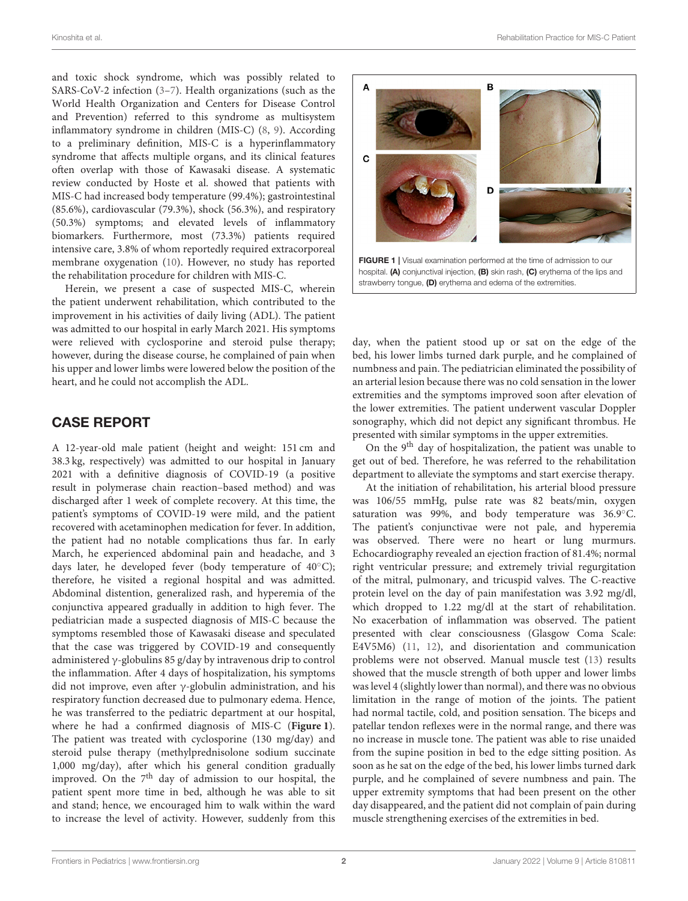and toxic shock syndrome, which was possibly related to SARS-CoV-2 infection (3–7). Health organizations (such as the World Health Organization and Centers for Disease Control and Prevention) referred to this syndrome as multisystem inflammatory syndrome in children (MIS-C) (8, 9). According to a preliminary definition, MIS-C is a hyperinflammatory syndrome that affects multiple organs, and its clinical features often overlap with those of Kawasaki disease. A systematic review conducted by Hoste et al. showed that patients with MIS-C had increased body temperature (99.4%); gastrointestinal (85.6%), cardiovascular (79.3%), shock (56.3%), and respiratory (50.3%) symptoms; and elevated levels of inflammatory biomarkers. Furthermore, most (73.3%) patients required intensive care, 3.8% of whom reportedly required extracorporeal membrane oxygenation (10). However, no study has reported the rehabilitation procedure for children with MIS-C.

Herein, we present a case of suspected MIS-C, wherein the patient underwent rehabilitation, which contributed to the improvement in his activities of daily living (ADL). The patient was admitted to our hospital in early March 2021. His symptoms were relieved with cyclosporine and steroid pulse therapy; however, during the disease course, he complained of pain when his upper and lower limbs were lowered below the position of the heart, and he could not accomplish the ADL.

## CASE REPORT

A 12-year-old male patient (height and weight: 151 cm and 38.3 kg, respectively) was admitted to our hospital in January 2021 with a definitive diagnosis of COVID-19 (a positive result in polymerase chain reaction–based method) and was discharged after 1 week of complete recovery. At this time, the patient's symptoms of COVID-19 were mild, and the patient recovered with acetaminophen medication for fever. In addition, the patient had no notable complications thus far. In early March, he experienced abdominal pain and headache, and 3 days later, he developed fever (body temperature of 40°C); therefore, he visited a regional hospital and was admitted. Abdominal distention, generalized rash, and hyperemia of the conjunctiva appeared gradually in addition to high fever. The pediatrician made a suspected diagnosis of MIS-C because the symptoms resembled those of Kawasaki disease and speculated that the case was triggered by COVID-19 and consequently administered γ-globulins 85 g/day by intravenous drip to control the inflammation. After 4 days of hospitalization, his symptoms did not improve, even after γ-globulin administration, and his respiratory function decreased due to pulmonary edema. Hence, he was transferred to the pediatric department at our hospital, where he had a confirmed diagnosis of MIS-C (**Figure 1**). The patient was treated with cyclosporine (130 mg/day) and steroid pulse therapy (methylprednisolone sodium succinate 1,000 mg/day), after which his general condition gradually improved. On the 7th day of admission to our hospital, the patient spent more time in bed, although he was able to sit and stand; hence, we encouraged him to walk within the ward to increase the level of activity. However, suddenly from this day, when the patient stood up or sat on the edge of the bed, his lower limbs turned dark purple, and he complained of numbness and pain. The pediatrician eliminated the possibility of an arterial lesion because there was no cold sensation in the lower extremities and the symptoms improved soon after elevation of the lower extremities. The patient underwent vascular Doppler sonography, which did not depict any significant thrombus. He presented with similar symptoms in the upper extremities.

**FIGURE 1** | Visual examination performed at the time of admission to our hospital. **(A)** conjunctival injection, **(B)** skin rash, **(C)** erythema of the lips and strawberry tongue, **(D)** erythema and edema of the extremities.

On the 9th day of hospitalization, the patient was unable to get out of bed. Therefore, he was referred to the rehabilitation department to alleviate the symptoms and start exercise therapy.

At the initiation of rehabilitation, his arterial blood pressure was 106/55 mmHg, pulse rate was 82 beats/min, oxygen saturation was 99%, and body temperature was 36.9°C. The patient's conjunctivae were not pale, and hyperemia was observed. There were no heart or lung murmurs. Echocardiography revealed an ejection fraction of 81.4%; normal right ventricular pressure; and extremely trivial regurgitation of the mitral, pulmonary, and tricuspid valves. The C-reactive protein level on the day of pain manifestation was 3.92 mg/dl, which dropped to 1.22 mg/dl at the start of rehabilitation. No exacerbation of inflammation was observed. The patient presented with clear consciousness (Glasgow Coma Scale: E4V5M6) (11, 12), and disorientation and communication problems were not observed. Manual muscle test (13) results showed that the muscle strength of both upper and lower limbs was level 4 (slightly lower than normal), and there was no obvious limitation in the range of motion of the joints. The patient had normal tactile, cold, and position sensation. The biceps and patellar tendon reflexes were in the normal range, and there was no increase in muscle tone. The patient was able to rise unaided from the supine position in bed to the edge sitting position. As soon as he sat on the edge of the bed, his lower limbs turned dark purple, and he complained of severe numbness and pain. The upper extremity symptoms that had been present on the other day disappeared, and the patient did not complain of pain during muscle strengthening exercises of the extremities in bed.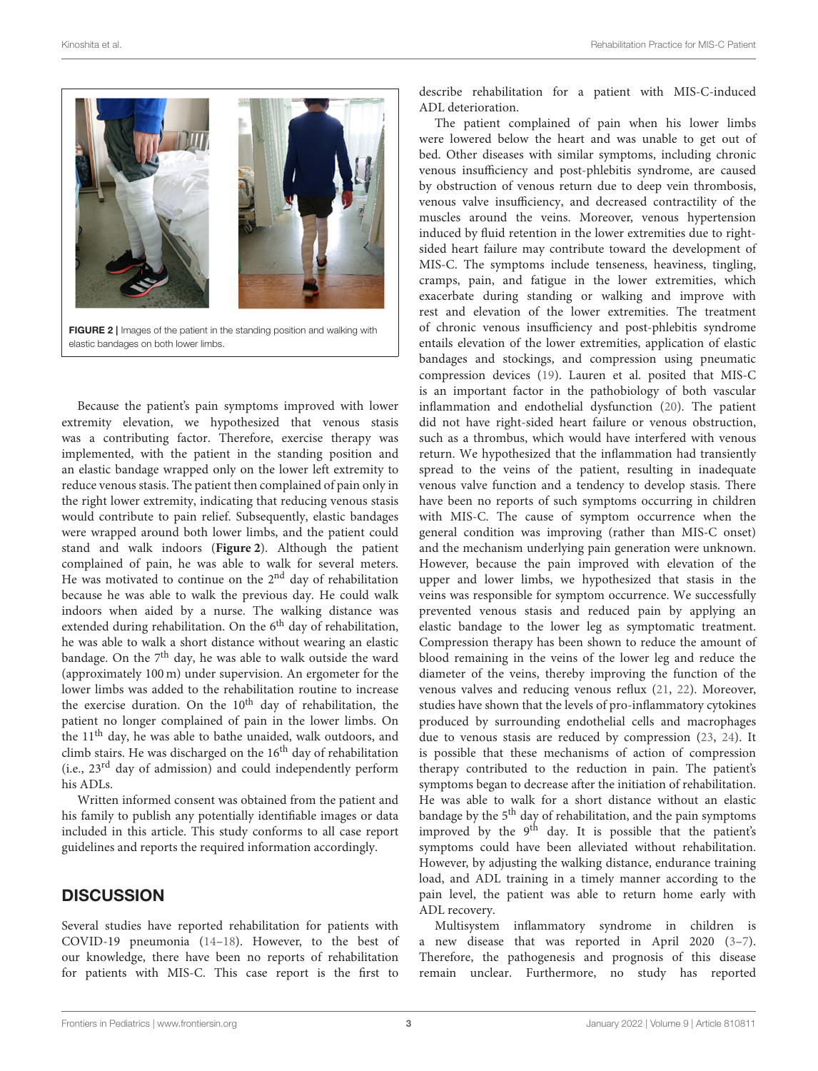FIGURE 2 | Images of the patient in the standing position and walking with elastic bandages on both lower limbs.

Because the patient's pain symptoms improved with lower extremity elevation, we hypothesized that venous stasis was a contributing factor. Therefore, exercise therapy was implemented, with the patient in the standing position and an elastic bandage wrapped only on the lower left extremity to reduce venous stasis. The patient then complained of pain only in the right lower extremity, indicating that reducing venous stasis would contribute to pain relief. Subsequently, elastic bandages were wrapped around both lower limbs, and the patient could stand and walk indoors (**Figure 2**). Although the patient complained of pain, he was able to walk for several meters. He was motivated to continue on the 2nd day of rehabilitation because he was able to walk the previous day. He could walk indoors when aided by a nurse. The walking distance was extended during rehabilitation. On the 6th day of rehabilitation, he was able to walk a short distance without wearing an elastic bandage. On the 7th day, he was able to walk outside the ward (approximately 100 m) under supervision. An ergometer for the lower limbs was added to the rehabilitation routine to increase the exercise duration. On the 10th day of rehabilitation, the patient no longer complained of pain in the lower limbs. On the 11th day, he was able to bathe unaided, walk outdoors, and climb stairs. He was discharged on the 16th day of rehabilitation (i.e., 23rd day of admission) and could independently perform his ADLs.

Written informed consent was obtained from the patient and his family to publish any potentially identifiable images or data included in this article. This study conforms to all case report guidelines and reports the required information accordingly.

## DISCUSSION

Several studies have reported rehabilitation for patients with COVID-19 pneumonia (14–18). However, to the best of our knowledge, there have been no reports of rehabilitation for patients with MIS-C. This case report is the first to describe rehabilitation for a patient with MIS-C-induced ADL deterioration.

The patient complained of pain when his lower limbs were lowered below the heart and was unable to get out of bed. Other diseases with similar symptoms, including chronic venous insufficiency and post-phlebitis syndrome, are caused by obstruction of venous return due to deep vein thrombosis, venous valve insufficiency, and decreased contractility of the muscles around the veins. Moreover, venous hypertension induced by fluid retention in the lower extremities due to right-sided heart failure may contribute toward the development of MIS-C. The symptoms include tenseness, heaviness, tingling, cramps, pain, and fatigue in the lower extremities, which exacerbate during standing or walking and improve with rest and elevation of the lower extremities. The treatment of chronic venous insufficiency and post-phlebitis syndrome entails elevation of the lower extremities, application of elastic bandages and stockings, and compression using pneumatic compression devices (19). Lauren et al. posited that MIS-C is an important factor in the pathobiology of both vascular inflammation and endothelial dysfunction (20). The patient did not have right-sided heart failure or venous obstruction, such as a thrombus, which would have interfered with venous return. We hypothesized that the inflammation had transiently spread to the veins of the patient, resulting in inadequate venous valve function and a tendency to develop stasis. There have been no reports of such symptoms occurring in children with MIS-C. The cause of symptom occurrence when the general condition was improving (rather than MIS-C onset) and the mechanism underlying pain generation were unknown. However, because the pain improved with elevation of the upper and lower limbs, we hypothesized that stasis in the veins was responsible for symptom occurrence. We successfully prevented venous stasis and reduced pain by applying an elastic bandage to the lower leg as symptomatic treatment. Compression therapy has been shown to reduce the amount of blood remaining in the veins of the lower leg and reduce the diameter of the veins, thereby improving the function of the venous valves and reducing venous reflux (21, 22). Moreover, studies have shown that the levels of pro-inflammatory cytokines produced by surrounding endothelial cells and macrophages due to venous stasis are reduced by compression (23, 24). It is possible that these mechanisms of action of compression therapy contributed to the reduction in pain. The patient's symptoms began to decrease after the initiation of rehabilitation. He was able to walk for a short distance without an elastic bandage by the 5th day of rehabilitation, and the pain symptoms improved by the 9th day. It is possible that the patient's symptoms could have been alleviated without rehabilitation. However, by adjusting the walking distance, endurance training load, and ADL training in a timely manner according to the pain level, the patient was able to return home early with ADL recovery.

Multisystem inflammatory syndrome in children is a new disease that was reported in April 2020 (3–7). Therefore, the pathogenesis and prognosis of this disease remain unclear. Furthermore, no study has reported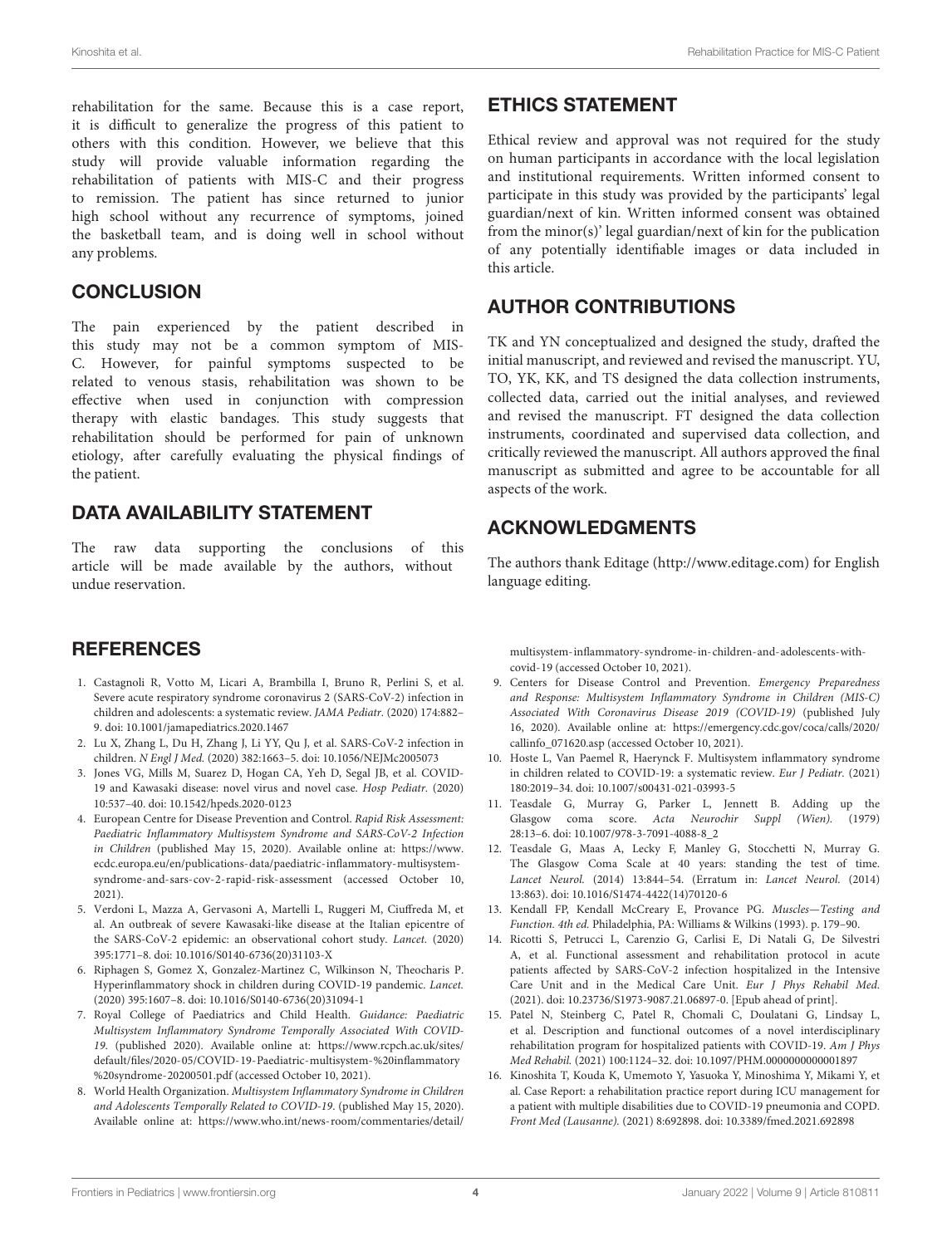rehabilitation for the same. Because this is a case report, it is difficult to generalize the progress of this patient to others with this condition. However, we believe that this study will provide valuable information regarding the rehabilitation of patients with MIS-C and their progress to remission. The patient has since returned to junior high school without any recurrence of symptoms, joined the basketball team, and is doing well in school without any problems.

## CONCLUSION

The pain experienced by the patient described in this study may not be a common symptom of MIS-C. However, for painful symptoms suspected to be related to venous stasis, rehabilitation was shown to be effective when used in conjunction with compression therapy with elastic bandages. This study suggests that rehabilitation should be performed for pain of unknown etiology, after carefully evaluating the physical findings of the patient.

## DATA AVAILABILITY STATEMENT

The raw data supporting the conclusions of this article will be made available by the authors, without undue reservation.

## ETHICS STATEMENT

Ethical review and approval was not required for the study on human participants in accordance with the local legislation and institutional requirements. Written informed consent to participate in this study was provided by the participants' legal guardian/next of kin. Written informed consent was obtained from the minor(s)' legal guardian/next of kin for the publication of any potentially identifiable images or data included in this article.

## AUTHOR CONTRIBUTIONS

TK and YN conceptualized and designed the study, drafted the initial manuscript, and reviewed and revised the manuscript. YU, TO, YK, KK, and TS designed the data collection instruments, collected data, carried out the initial analyses, and reviewed and revised the manuscript. FT designed the data collection instruments, coordinated and supervised data collection, and critically reviewed the manuscript. All authors approved the final manuscript as submitted and agree to be accountable for all aspects of the work.

## ACKNOWLEDGMENTS

The authors thank Editage (http://www.editage.com) for English language editing.

## REFERENCES

1. Castagnoli R, Votto M, Licari A, Brambilla I, Bruno R, Perlini S, et al. Severe acute respiratory syndrome coronavirus 2 (SARS-CoV-2) infection in children and adolescents: a systematic review. *JAMA Pediatr.* (2020) 174:882–9. doi: 10.1001/jamapediatrics.2020.1467
2. Lu X, Zhang L, Du H, Zhang J, Li YY, Qu J, et al. SARS-CoV-2 infection in children. *N Engl J Med.* (2020) 382:1663–5. doi: 10.1056/NEJMc2005073
3. Jones VG, Mills M, Suarez D, Hogan CA, Yeh D, Segal JB, et al. COVID-19 and Kawasaki disease: novel virus and novel case. *Hosp Pediatr.* (2020) 10:537–40. doi: 10.1542/hpeds.2020-0123
4. European Centre for Disease Prevention and Control. *Rapid Risk Assessment: Paediatric Inflammatory Multisystem Syndrome and SARS-CoV-2 Infection in Children* (published May 15, 2020). Available online at: https://www.ecdc.europa.eu/en/publications-data/paediatric-inflammatory-multisystem-syndrome-and-sars-cov-2-rapid-risk-assessment (accessed October 10, 2021).
5. Verdoni L, Mazza A, Gervasoni A, Martelli L, Ruggeri M, Ciuffreda M, et al. An outbreak of severe Kawasaki-like disease at the Italian epicentre of the SARS-CoV-2 epidemic: an observational cohort study. *Lancet.* (2020) 395:1771–8. doi: 10.1016/S0140-6736(20)31103-X
6. Riphagen S, Gomez X, Gonzalez-Martinez C, Wilkinson N, Theocharis P. Hyperinflammatory shock in children during COVID-19 pandemic. *Lancet.* (2020) 395:1607–8. doi: 10.1016/S0140-6736(20)31094-1
7. Royal College of Paediatrics and Child Health. *Guidance: Paediatric Multisystem Inflammatory Syndrome Temporally Associated With COVID-19.* (published 2020). Available online at: https://www.rcpch.ac.uk/sites/default/files/2020-05/COVID-19-Paediatric-multisystem-%20inflammatory%20syndrome-20200501.pdf (accessed October 10, 2021).
8. World Health Organization. *Multisystem Inflammatory Syndrome in Children and Adolescents Temporally Related to COVID-19.* (published May 15, 2020). Available online at: https://www.who.int/news-room/commentaries/detail/multisystem-inflammatory-syndrome-in-children-and-adolescents-with-covid-19 (accessed October 10, 2021).
9. Centers for Disease Control and Prevention. *Emergency Preparedness and Response: Multisystem Inflammatory Syndrome in Children (MIS-C) Associated With Coronavirus Disease 2019 (COVID-19)* (published July 16, 2020). Available online at: https://emergency.cdc.gov/coca/calls/2020/callinfo_071620.asp (accessed October 10, 2021).
10. Hoste L, Van Paemel R, Haerynck F. Multisystem inflammatory syndrome in children related to COVID-19: a systematic review. *Eur J Pediatr.* (2021) 180:2019–34. doi: 10.1007/s00431-021-03993-5
11. Teasdale G, Murray G, Parker L, Jennett B. Adding up the Glasgow coma score. *Acta Neurochir Suppl (Wien).* (1979) 28:13–6. doi: 10.1007/978-3-7091-4088-8_2
12. Teasdale G, Maas A, Lecky F, Manley G, Stocchetti N, Murray G. The Glasgow Coma Scale at 40 years: standing the test of time. *Lancet Neurol.* (2014) 13:844–54. (Erratum in: *Lancet Neurol.* (2014) 13:863). doi: 10.1016/S1474-4422(14)70120-6
13. Kendall FP, Kendall McCreary E, Provance PG. *Muscles—Testing and Function. 4th ed.* Philadelphia, PA: Williams & Wilkins (1993). p. 179–90.
14. Ricotti S, Petrucci L, Carenzio G, Carlisi E, Di Natali G, De Silvestri A, et al. Functional assessment and rehabilitation protocol in acute patients affected by SARS-CoV-2 infection hospitalized in the Intensive Care Unit and in the Medical Care Unit. *Eur J Phys Rehabil Med.* (2021). doi: 10.23736/S1973-9087.21.06897-0. [Epub ahead of print].
15. Patel N, Steinberg C, Patel R, Chomali C, Doulatani G, Lindsay L, et al. Description and functional outcomes of a novel interdisciplinary rehabilitation program for hospitalized patients with COVID-19. *Am J Phys Med Rehabil.* (2021) 100:1124–32. doi: 10.1097/PHM.0000000000001897
16. Kinoshita T, Kouda K, Umemoto Y, Yasuoka Y, Minoshima Y, Mikami Y, et al. Case Report: a rehabilitation practice report during ICU management for a patient with multiple disabilities due to COVID-19 pneumonia and COPD. *Front Med (Lausanne).* (2021) 8:692898. doi: 10.3389/fmed.2021.692898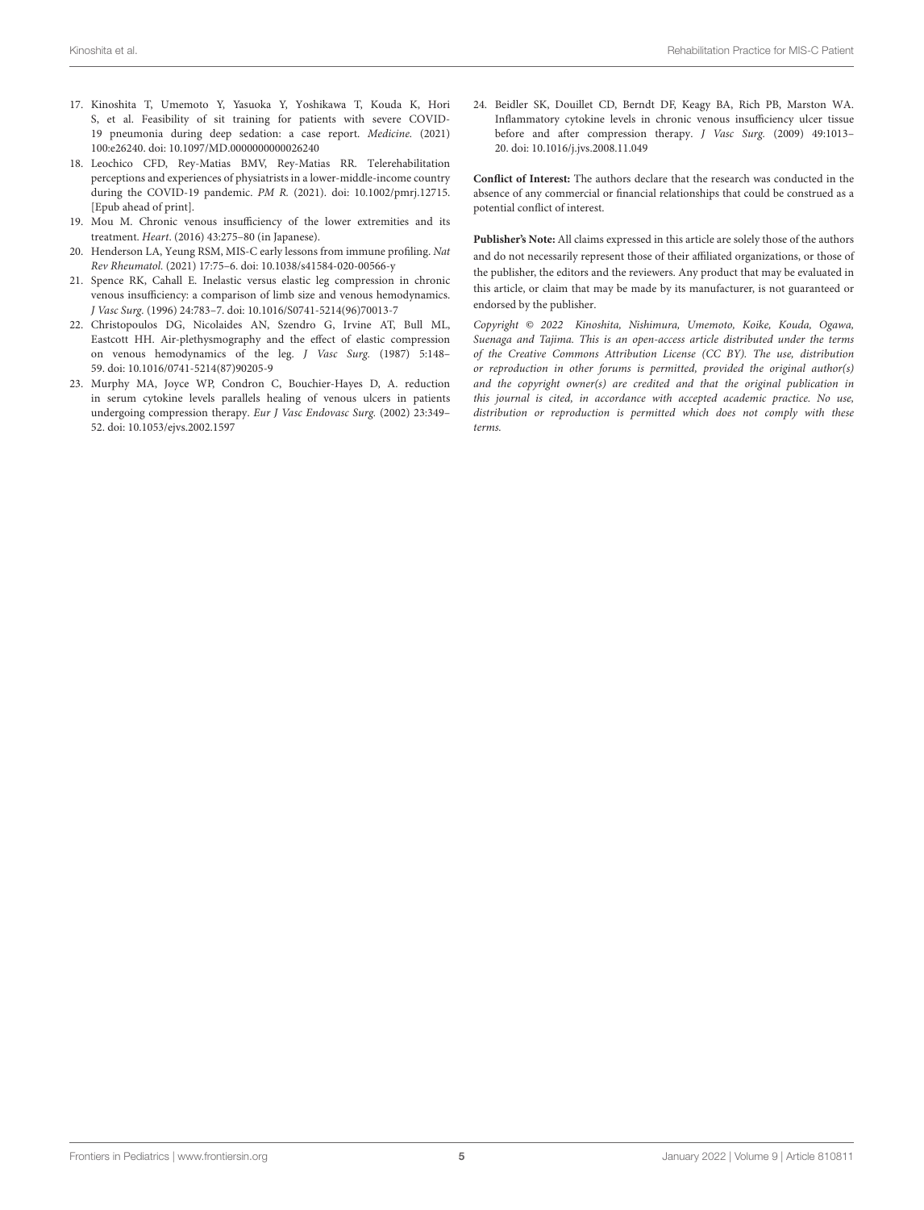17. Kinoshita T, Umemoto Y, Yasuoka Y, Yoshikawa T, Kouda K, Hori S, et al. Feasibility of sit training for patients with severe COVID-19 pneumonia during deep sedation: a case report. *Medicine.* (2021) 100:e26240. doi: 10.1097/MD.0000000000026240
18. Leochico CFD, Rey-Matias BMV, Rey-Matias RR. Telerehabilitation perceptions and experiences of physiatrists in a lower-middle-income country during the COVID-19 pandemic. *PM R.* (2021). doi: 10.1002/pmrj.12715. [Epub ahead of print].
19. Mou M. Chronic venous insufficiency of the lower extremities and its treatment. *Heart*. (2016) 43:275–80 (in Japanese).
20. Henderson LA, Yeung RSM, MIS-C early lessons from immune profiling. *Nat Rev Rheumatol.* (2021) 17:75–6. doi: 10.1038/s41584-020-00566-y
21. Spence RK, Cahall E. Inelastic versus elastic leg compression in chronic venous insufficiency: a comparison of limb size and venous hemodynamics. *J Vasc Surg.* (1996) 24:783–7. doi: 10.1016/S0741-5214(96)70013-7
22. Christopoulos DG, Nicolaides AN, Szendro G, Irvine AT, Bull ML, Eastcott HH. Air-plethysmography and the effect of elastic compression on venous hemodynamics of the leg. *J Vasc Surg.* (1987) 5:148–59. doi: 10.1016/0741-5214(87)90205-9
23. Murphy MA, Joyce WP, Condron C, Bouchier-Hayes D, A. reduction in serum cytokine levels parallels healing of venous ulcers in patients undergoing compression therapy. *Eur J Vasc Endovasc Surg.* (2002) 23:349–52. doi: 10.1053/ejvs.2002.1597
24. Beidler SK, Douillet CD, Berndt DF, Keagy BA, Rich PB, Marston WA. Inflammatory cytokine levels in chronic venous insufficiency ulcer tissue before and after compression therapy. *J Vasc Surg.* (2009) 49:1013–20. doi: 10.1016/j.jvs.2008.11.049

**Conflict of Interest:** The authors declare that the research was conducted in the absence of any commercial or financial relationships that could be construed as a potential conflict of interest.

**Publisher's Note:** All claims expressed in this article are solely those of the authors and do not necessarily represent those of their affiliated organizations, or those of the publisher, the editors and the reviewers. Any product that may be evaluated in this article, or claim that may be made by its manufacturer, is not guaranteed or endorsed by the publisher.

*Copyright © 2022 Kinoshita, Nishimura, Umemoto, Koike, Kouda, Ogawa, Suenaga and Tajima. This is an open-access article distributed under the terms of the Creative Commons Attribution License (CC BY). The use, distribution or reproduction in other forums is permitted, provided the original author(s) and the copyright owner(s) are credited and that the original publication in this journal is cited, in accordance with accepted academic practice. No use, distribution or reproduction is permitted which does not comply with these terms.*